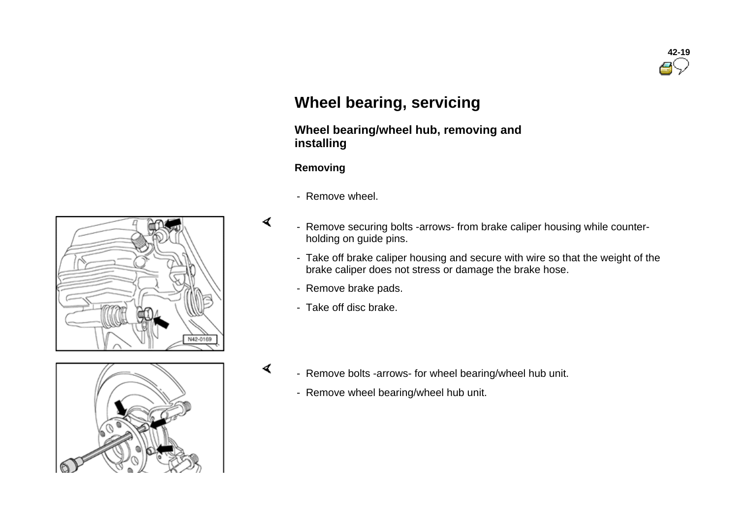# Wheel bearing, servicing

## Wheel bearing/wheel hub, removing and installing

### Removing

- Remove wheel.
- Remove securing bolts -arrows- from brake caliper housing while counter-holding on guide pins.
- Take off brake caliper housing and secure with wire so that the weight of the brake caliper does not stress or damage the brake hose.
- Remove brake pads.
- Take off disc brake.

- Remove bolts -arrows- for wheel bearing/wheel hub unit.
- Remove wheel bearing/wheel hub unit.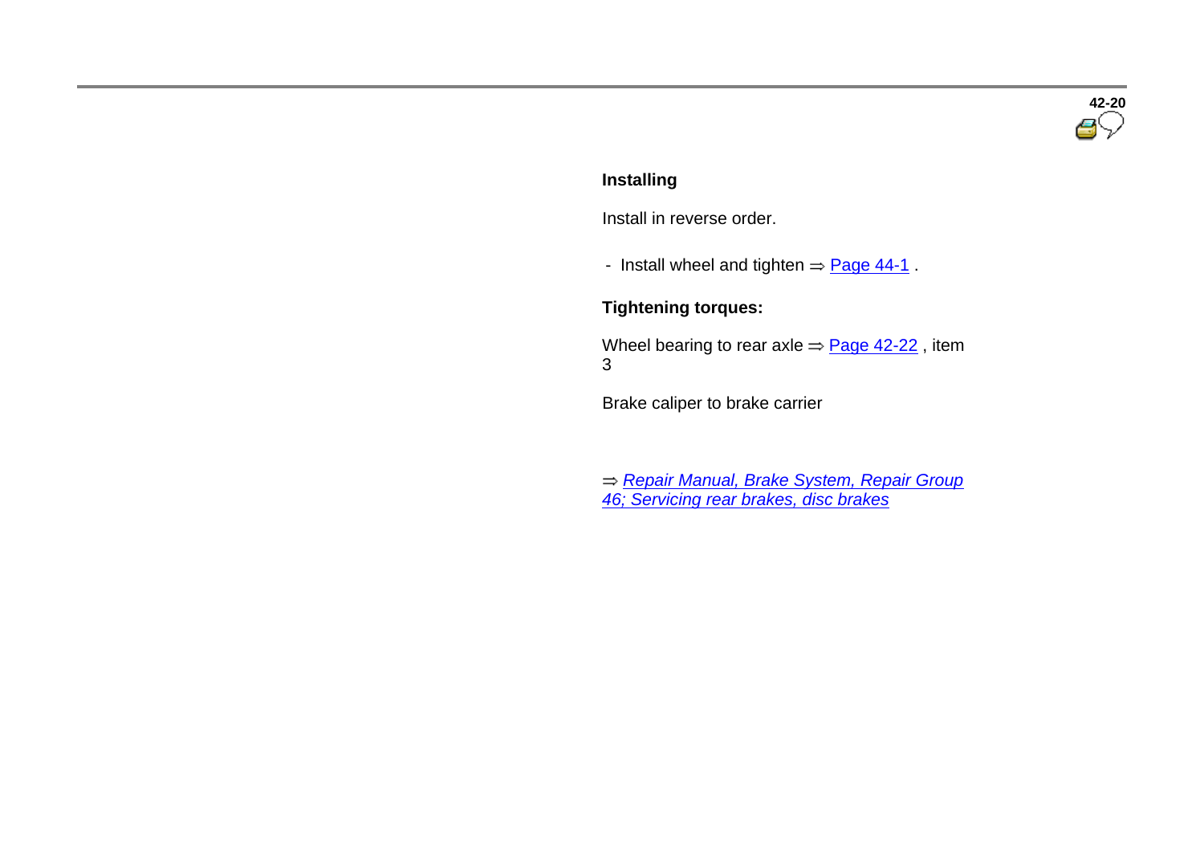### Installing

Install in reverse order.

- Install wheel and tighten ⇒ Page 44-1 .

### Tightening torques:

Wheel bearing to rear axle ⇒ Page 42-22 , item 3

Brake caliper to brake carrier

⇒ *Repair Manual, Brake System, Repair Group 46; Servicing rear brakes, disc brakes*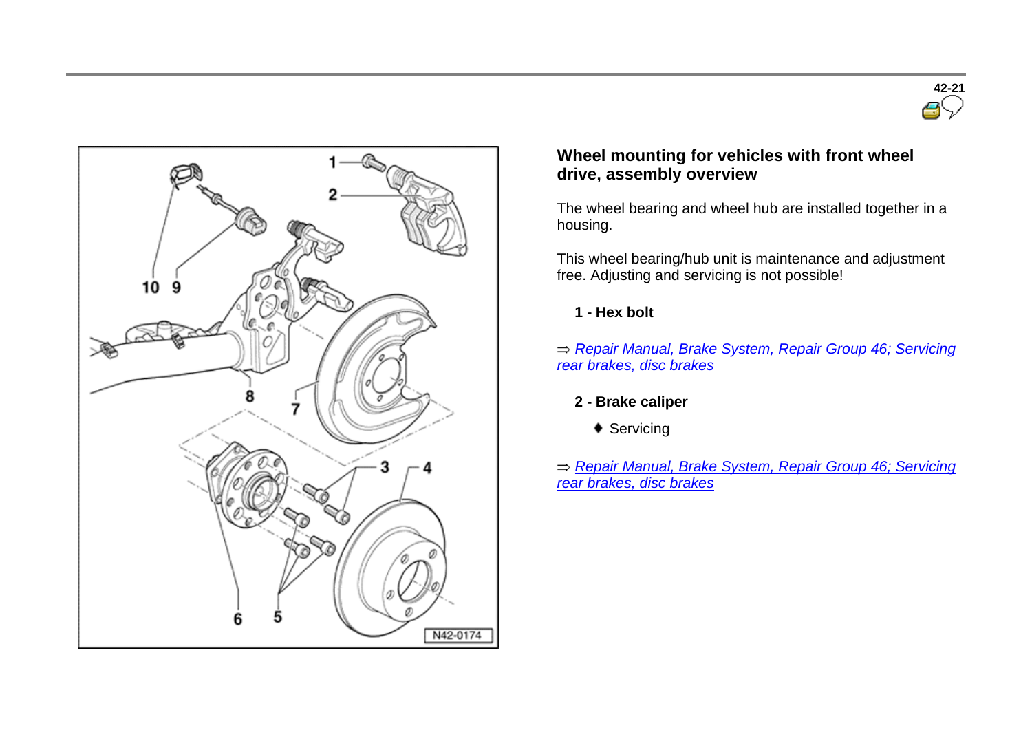## Wheel mounting for vehicles with front wheel drive, assembly overview

The wheel bearing and wheel hub are installed together in a housing.

This wheel bearing/hub unit is maintenance and adjustment free. Adjusting and servicing is not possible!

**1 - Hex bolt**

⇒ *Repair Manual, Brake System, Repair Group 46; Servicing rear brakes, disc brakes*

**2 - Brake caliper**

- Servicing

⇒ *Repair Manual, Brake System, Repair Group 46; Servicing rear brakes, disc brakes*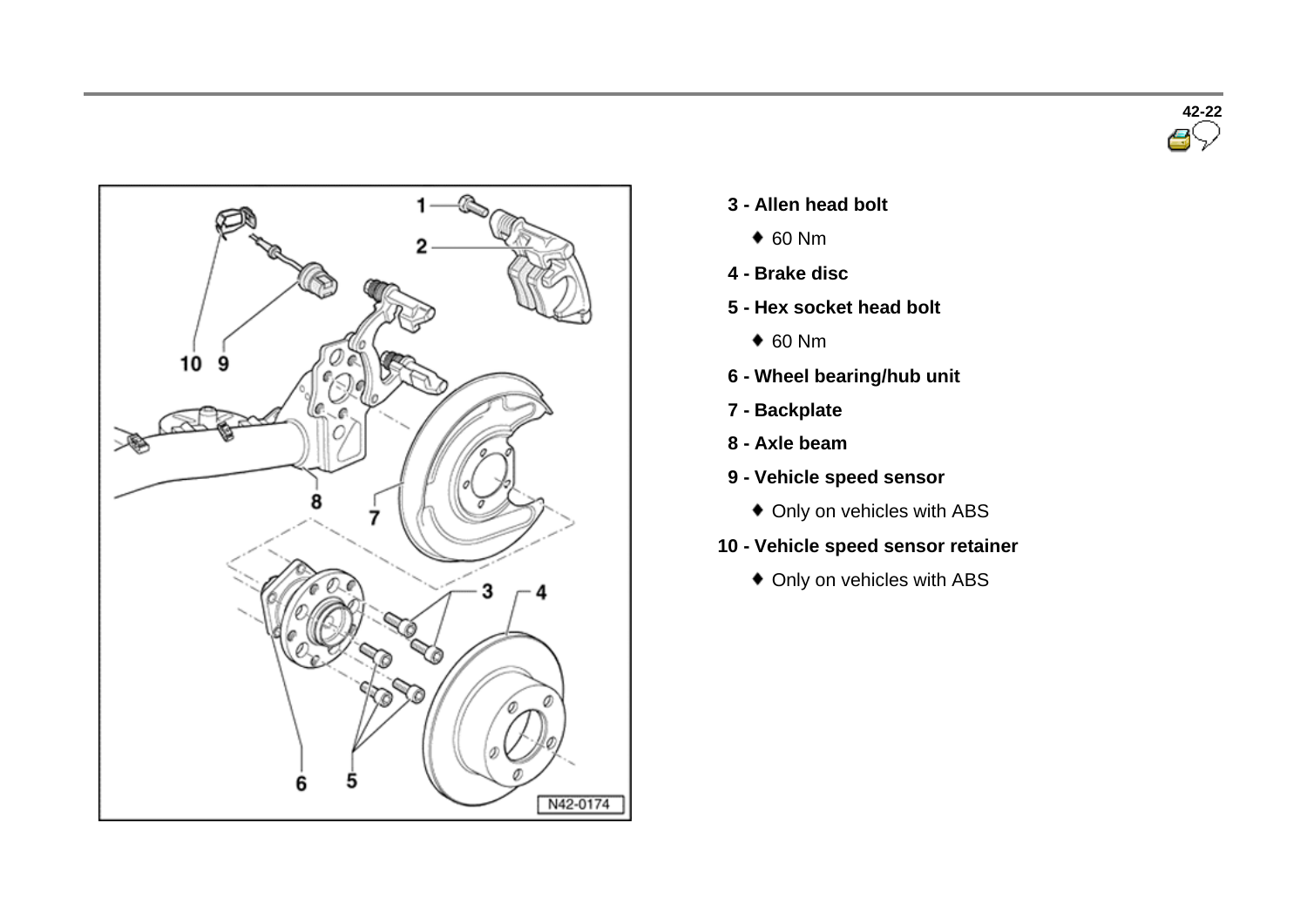- **3 - Allen head bolt**
  - ♦ 60 Nm
- **4 - Brake disc**
- **5 - Hex socket head bolt**
  - ♦ 60 Nm
- **6 - Wheel bearing/hub unit**
- **7 - Backplate**
- **8 - Axle beam**
- **9 - Vehicle speed sensor**
  - ♦ Only on vehicles with ABS
- **10 - Vehicle speed sensor retainer**
  - ♦ Only on vehicles with ABS